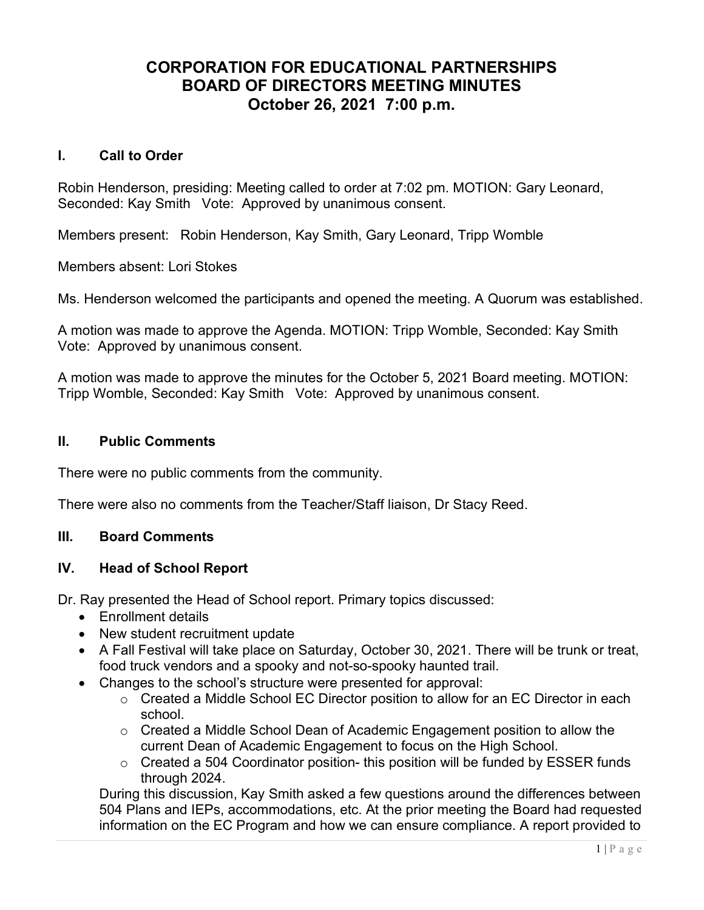# CORPORATION FOR EDUCATIONAL PARTNERSHIPS
# BOARD OF DIRECTORS MEETING MINUTES
# October 26, 2021 7:00 p.m.

## I. Call to Order

Robin Henderson, presiding: Meeting called to order at 7:02 pm. MOTION: Gary Leonard, Seconded: Kay Smith Vote: Approved by unanimous consent.

Members present: Robin Henderson, Kay Smith, Gary Leonard, Tripp Womble

Members absent: Lori Stokes

Ms. Henderson welcomed the participants and opened the meeting. A Quorum was established.

A motion was made to approve the Agenda. MOTION: Tripp Womble, Seconded: Kay Smith Vote: Approved by unanimous consent.

A motion was made to approve the minutes for the October 5, 2021 Board meeting. MOTION: Tripp Womble, Seconded: Kay Smith Vote: Approved by unanimous consent.

## II. Public Comments

There were no public comments from the community.

There were also no comments from the Teacher/Staff liaison, Dr Stacy Reed.

## III. Board Comments

## IV. Head of School Report

Dr. Ray presented the Head of School report. Primary topics discussed:

- Enrollment details
- New student recruitment update
- A Fall Festival will take place on Saturday, October 30, 2021. There will be trunk or treat, food truck vendors and a spooky and not-so-spooky haunted trail.
- Changes to the school's structure were presented for approval:
  - Created a Middle School EC Director position to allow for an EC Director in each school.
  - Created a Middle School Dean of Academic Engagement position to allow the current Dean of Academic Engagement to focus on the High School.
  - Created a 504 Coordinator position- this position will be funded by ESSER funds through 2024.

During this discussion, Kay Smith asked a few questions around the differences between 504 Plans and IEPs, accommodations, etc. At the prior meeting the Board had requested information on the EC Program and how we can ensure compliance. A report provided to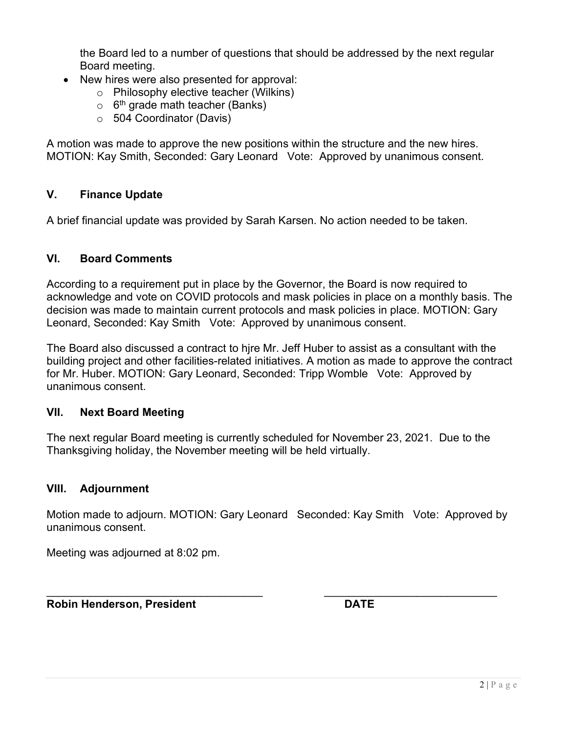the Board led to a number of questions that should be addressed by the next regular Board meeting.

- New hires were also presented for approval:
  - Philosophy elective teacher (Wilkins)
  - 6th grade math teacher (Banks)
  - 504 Coordinator (Davis)

A motion was made to approve the new positions within the structure and the new hires. MOTION: Kay Smith, Seconded: Gary Leonard Vote: Approved by unanimous consent.

## V. Finance Update

A brief financial update was provided by Sarah Karsen. No action needed to be taken.

## VI. Board Comments

According to a requirement put in place by the Governor, the Board is now required to acknowledge and vote on COVID protocols and mask policies in place on a monthly basis. The decision was made to maintain current protocols and mask policies in place. MOTION: Gary Leonard, Seconded: Kay Smith Vote: Approved by unanimous consent.

The Board also discussed a contract to hjre Mr. Jeff Huber to assist as a consultant with the building project and other facilities-related initiatives. A motion as made to approve the contract for Mr. Huber. MOTION: Gary Leonard, Seconded: Tripp Womble Vote: Approved by unanimous consent.

## VII. Next Board Meeting

The next regular Board meeting is currently scheduled for November 23, 2021. Due to the Thanksgiving holiday, the November meeting will be held virtually.

## VIII. Adjournment

Motion made to adjourn. MOTION: Gary Leonard Seconded: Kay Smith Vote: Approved by unanimous consent.

Meeting was adjourned at 8:02 pm.

\_\_\_\_\_\_\_\_\_\_\_\_\_\_\_\_\_\_\_\_\_\_\_\_\_\_\_\_\_\_\_\_\_\_\_\_ \_\_\_\_\_\_\_\_\_\_\_\_\_\_\_\_\_\_\_\_\_\_\_\_\_\_\_\_\_\_

**Robin Henderson, President** **DATE**